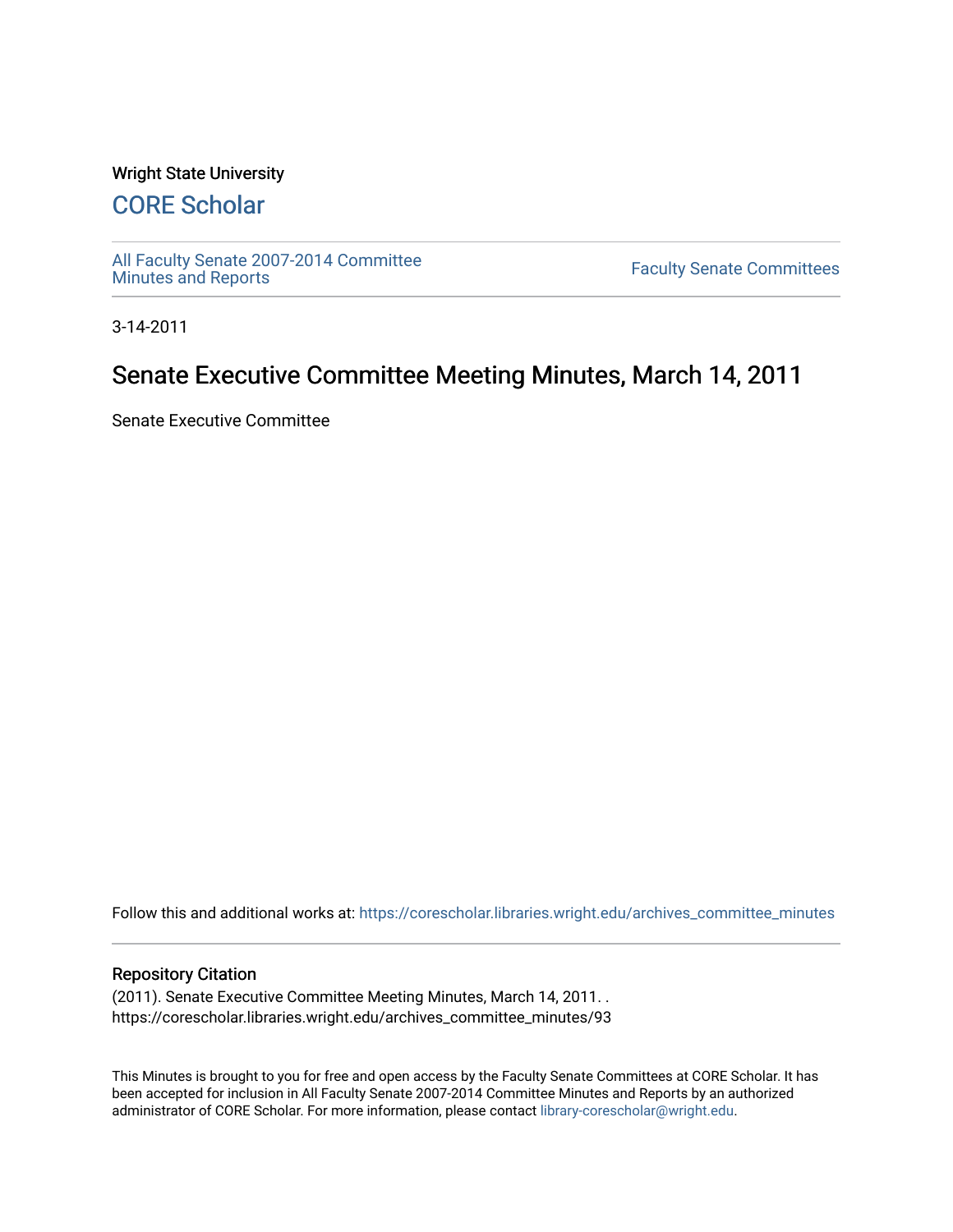Wright State University

# CORE Scholar

All Faculty Senate 2007-2014 Committee Minutes and Reports

Faculty Senate Committees

3-14-2011

## Senate Executive Committee Meeting Minutes, March 14, 2011

Senate Executive Committee

Follow this and additional works at: https://corescholar.libraries.wright.edu/archives_committee_minutes

### Repository Citation

(2011). Senate Executive Committee Meeting Minutes, March 14, 2011. .
https://corescholar.libraries.wright.edu/archives_committee_minutes/93

This Minutes is brought to you for free and open access by the Faculty Senate Committees at CORE Scholar. It has been accepted for inclusion in All Faculty Senate 2007-2014 Committee Minutes and Reports by an authorized administrator of CORE Scholar. For more information, please contact library-corescholar@wright.edu.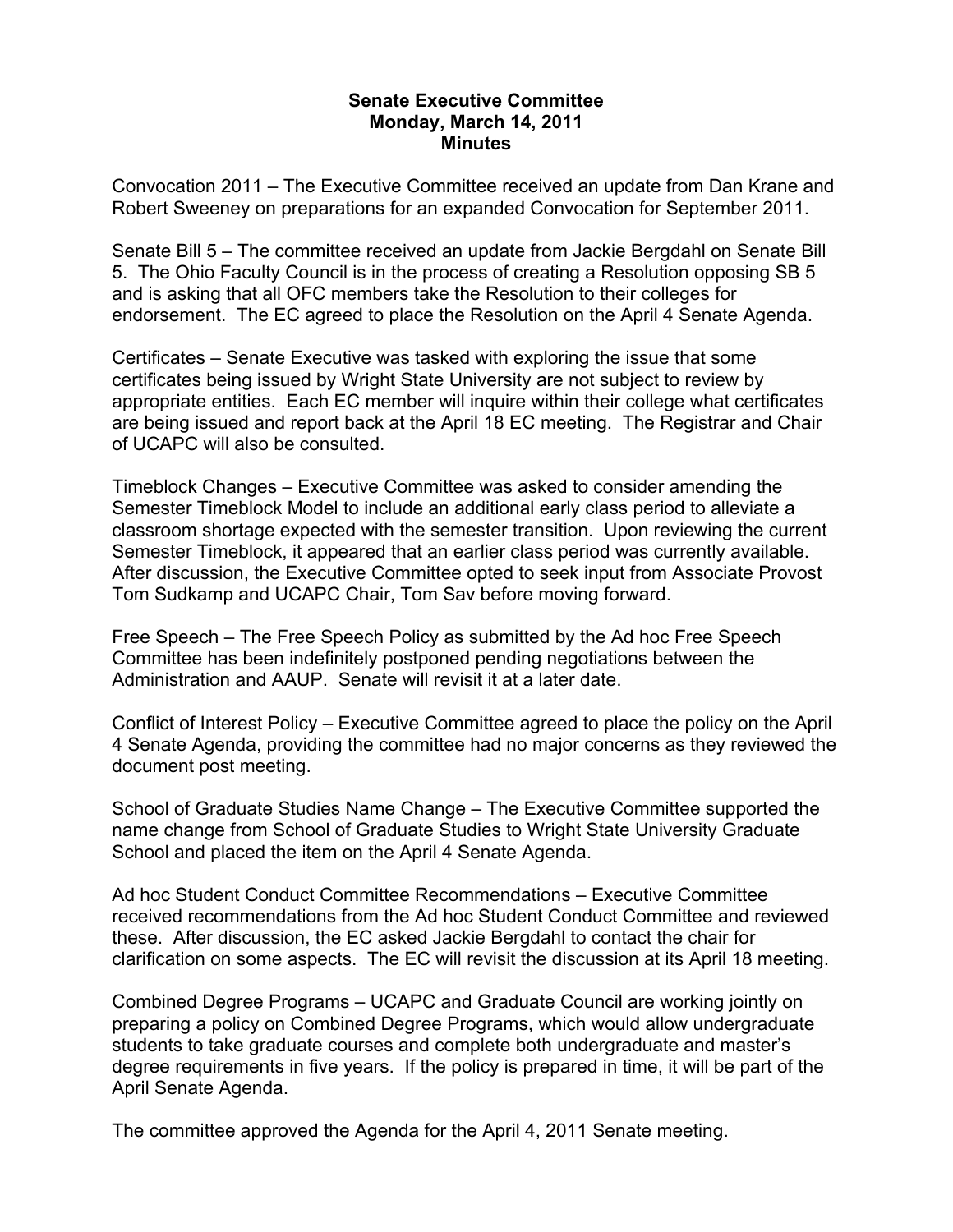**Senate Executive Committee**
**Monday, March 14, 2011**
**Minutes**

Convocation 2011 – The Executive Committee received an update from Dan Krane and Robert Sweeney on preparations for an expanded Convocation for September 2011.

Senate Bill 5 – The committee received an update from Jackie Bergdahl on Senate Bill 5. The Ohio Faculty Council is in the process of creating a Resolution opposing SB 5 and is asking that all OFC members take the Resolution to their colleges for endorsement. The EC agreed to place the Resolution on the April 4 Senate Agenda.

Certificates – Senate Executive was tasked with exploring the issue that some certificates being issued by Wright State University are not subject to review by appropriate entities. Each EC member will inquire within their college what certificates are being issued and report back at the April 18 EC meeting. The Registrar and Chair of UCAPC will also be consulted.

Timeblock Changes – Executive Committee was asked to consider amending the Semester Timeblock Model to include an additional early class period to alleviate a classroom shortage expected with the semester transition. Upon reviewing the current Semester Timeblock, it appeared that an earlier class period was currently available. After discussion, the Executive Committee opted to seek input from Associate Provost Tom Sudkamp and UCAPC Chair, Tom Sav before moving forward.

Free Speech – The Free Speech Policy as submitted by the Ad hoc Free Speech Committee has been indefinitely postponed pending negotiations between the Administration and AAUP. Senate will revisit it at a later date.

Conflict of Interest Policy – Executive Committee agreed to place the policy on the April 4 Senate Agenda, providing the committee had no major concerns as they reviewed the document post meeting.

School of Graduate Studies Name Change – The Executive Committee supported the name change from School of Graduate Studies to Wright State University Graduate School and placed the item on the April 4 Senate Agenda.

Ad hoc Student Conduct Committee Recommendations – Executive Committee received recommendations from the Ad hoc Student Conduct Committee and reviewed these. After discussion, the EC asked Jackie Bergdahl to contact the chair for clarification on some aspects. The EC will revisit the discussion at its April 18 meeting.

Combined Degree Programs – UCAPC and Graduate Council are working jointly on preparing a policy on Combined Degree Programs, which would allow undergraduate students to take graduate courses and complete both undergraduate and master's degree requirements in five years. If the policy is prepared in time, it will be part of the April Senate Agenda.

The committee approved the Agenda for the April 4, 2011 Senate meeting.